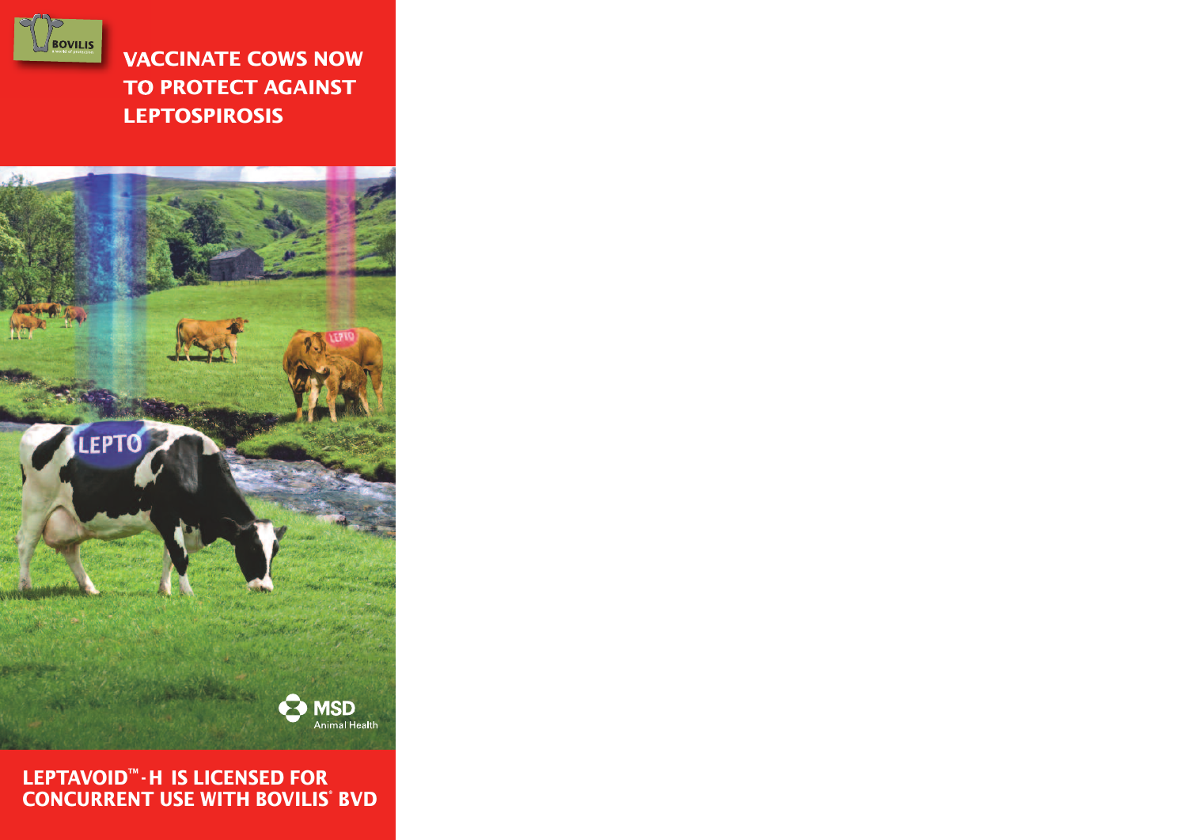BOVILIS

# VACCINATE COWS NOW TO PROTECT AGAINST LEPTOSPIROSIS

MSD Animal Health

## LEPTAVOID™-H IS LICENSED FOR CONCURRENT USE WITH BOVILIS® BVD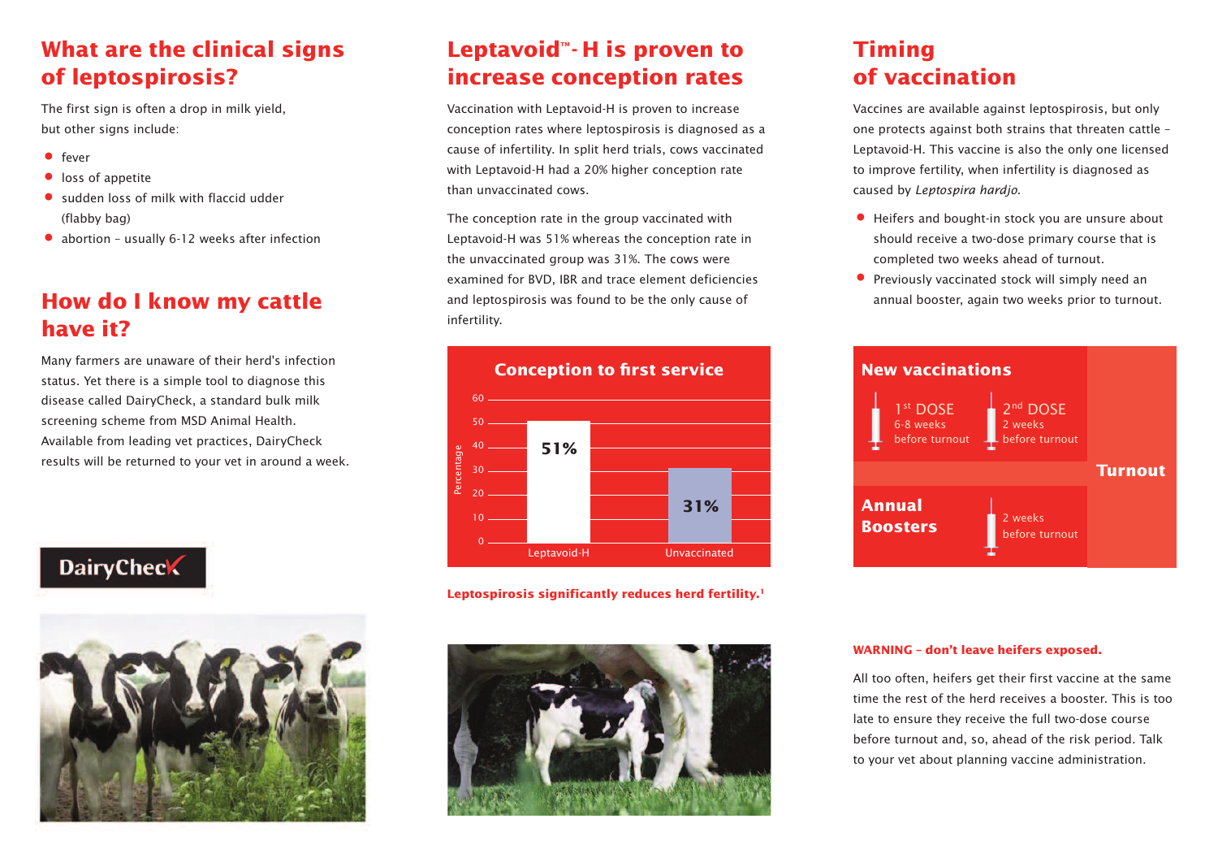## What are the clinical signs of leptospirosis?

The first sign is often a drop in milk yield, but other signs include:

- fever
- loss of appetite
- sudden loss of milk with flaccid udder (flabby bag)
- abortion – usually 6-12 weeks after infection

## How do I know my cattle have it?

Many farmers are unaware of their herd's infection status. Yet there is a simple tool to diagnose this disease called DairyCheck, a standard bulk milk screening scheme from MSD Animal Health. Available from leading vet practices, DairyCheck results will be returned to your vet in around a week.

DairyCheck

## Leptavoid™- H is proven to increase conception rates

Vaccination with Leptavoid-H is proven to increase conception rates where leptospirosis is diagnosed as a cause of infertility. In split herd trials, cows vaccinated with Leptavoid-H had a 20% higher conception rate than unvaccinated cows.

The conception rate in the group vaccinated with Leptavoid-H was 51% whereas the conception rate in the unvaccinated group was 31%. The cows were examined for BVD, IBR and trace element deficiencies and leptospirosis was found to be the only cause of infertility.

**Conception to first service**

| | Percentage |
|---|---|
| Leptavoid-H | 51% |
| Unvaccinated | 31% |

**Leptospirosis significantly reduces herd fertility.[1]**

## Timing of vaccination

Vaccines are available against leptospirosis, but only one protects against both strains that threaten cattle – Leptavoid-H. This vaccine is also the only one licensed to improve fertility, when infertility is diagnosed as caused by *Leptospira hardjo*.

- Heifers and bought-in stock you are unsure about should receive a two-dose primary course that is completed two weeks ahead of turnout.
- Previously vaccinated stock will simply need an annual booster, again two weeks prior to turnout.

| | | | |
|---|---|---|---|
| **New vaccinations** | 1st DOSE 6-8 weeks before turnout | 2nd DOSE 2 weeks before turnout | **Turnout** |
| **Annual Boosters** | | 2 weeks before turnout | |

**WARNING – don't leave heifers exposed.**

All too often, heifers get their first vaccine at the same time the rest of the herd receives a booster. This is too late to ensure they receive the full two-dose course before turnout and, so, ahead of the risk period. Talk to your vet about planning vaccine administration.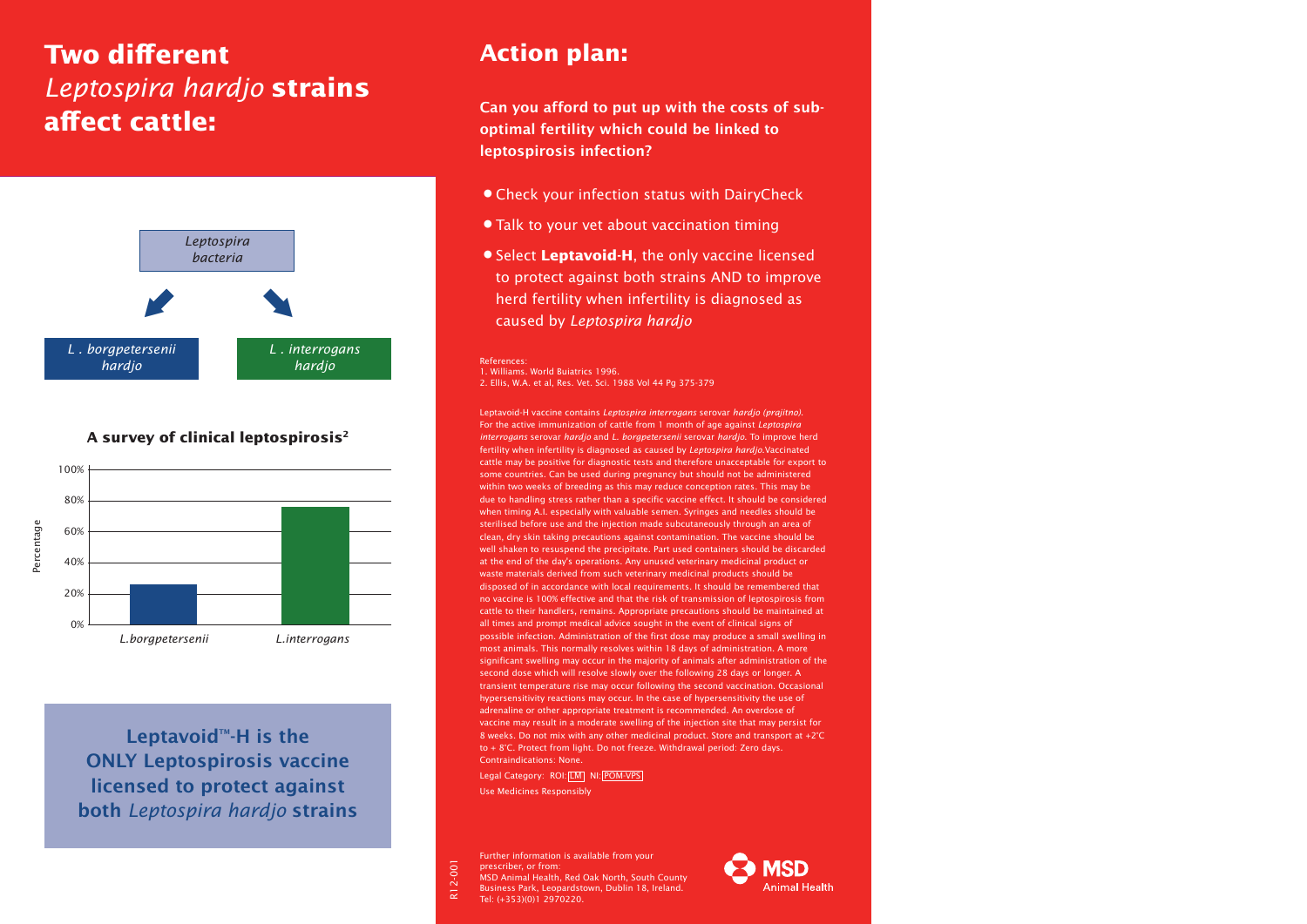# Two different *Leptospira hardjo* strains affect cattle:

*Leptospira bacteria*

*L . borgpetersenii hardjo*

*L . interrogans hardjo*

**A survey of clinical leptospirosis[2]**

Percentage

100%
80%
60%
40%
20%
0%

*L.borgpetersenii*
*L.interrogans*

**Leptavoid™-H is the ONLY Leptospiros vaccine licensed to protect against both *Leptospira hardjo* strains**

# Action plan:

**Can you afford to put up with the costs of sub-optimal fertility which could be linked to leptospirosis infection?**

- Check your infection status with DairyCheck
- Talk to your vet about vaccination timing
- Select **Leptavoid-H**, the only vaccine licensed to protect against both strains AND to improve herd fertility when infertility is diagnosed as caused by *Leptospira hardjo*

References:
1. Williams. World Buiatrics 1996.
2. Ellis, W.A. et al, Res. Vet. Sci. 1988 Vol 44 Pg 375-379

Leptavoid-H vaccine contains *Leptospira interrogans* serovar *hardjo (prajitno)*. For the active immunization of cattle from 1 month of age against *Leptospira interrogans* serovar *hardjo* and *L. borgpetersenii* serovar *hardjo*. To improve herd fertility when infertility is diagnosed as caused by *Leptospira hardjo*.Vaccinated cattle may be positive for diagnostic tests and therefore unacceptable for export to some countries. Can be used during pregnancy but should not be administered within two weeks of breeding as this may reduce conception rates. This may be due to handling stress rather than a specific vaccine effect. It should be considered when timing A.I. especially with valuable semen. Syringes and needles should be sterilised before use and the injection made subcutaneously through an area of clean, dry skin taking precautions against contamination. The vaccine should be well shaken to resuspend the precipitate. Part used containers should be discarded at the end of the day's operations. Any unused veterinary medicinal product or waste materials derived from such veterinary medicinal products should be disposed of in accordance with local requirements. It should be remembered that no vaccine is 100% effective and that the risk of transmission of leptospirosis from cattle to their handlers, remains. Appropriate precautions should be maintained at all times and prompt medical advice sought in the event of clinical signs of possible infection. Administration of the first dose may produce a small swelling in most animals. This normally resolves within 18 days of administration. A more significant swelling may occur in the majority of animals after administration of the second dose which will resolve slowly over the following 28 days or longer. A transient temperature rise may occur following the second vaccination. Occasional hypersensitivity reactions may occur. In the case of hypersensitivity the use of adrenaline or other appropriate treatment is recommended. An overdose of vaccine may result in a moderate swelling of the injection site that may persist for 8 weeks. Do not mix with any other medicinal product. Store and transport at +2°C to + 8°C. Protect from light. Do not freeze. Withdrawal period: Zero days. Contraindications: None.

Legal Category: ROI: LM NI: POM-VPS

Use Medicines Responsibly

Further information is available from your prescriber, or from:
MSD Animal Health, Red Oak North, South County Business Park, Leopardstown, Dublin 18, Ireland.
Tel: (+353)(0)1 2970220.

R12-001

MSD Animal Health